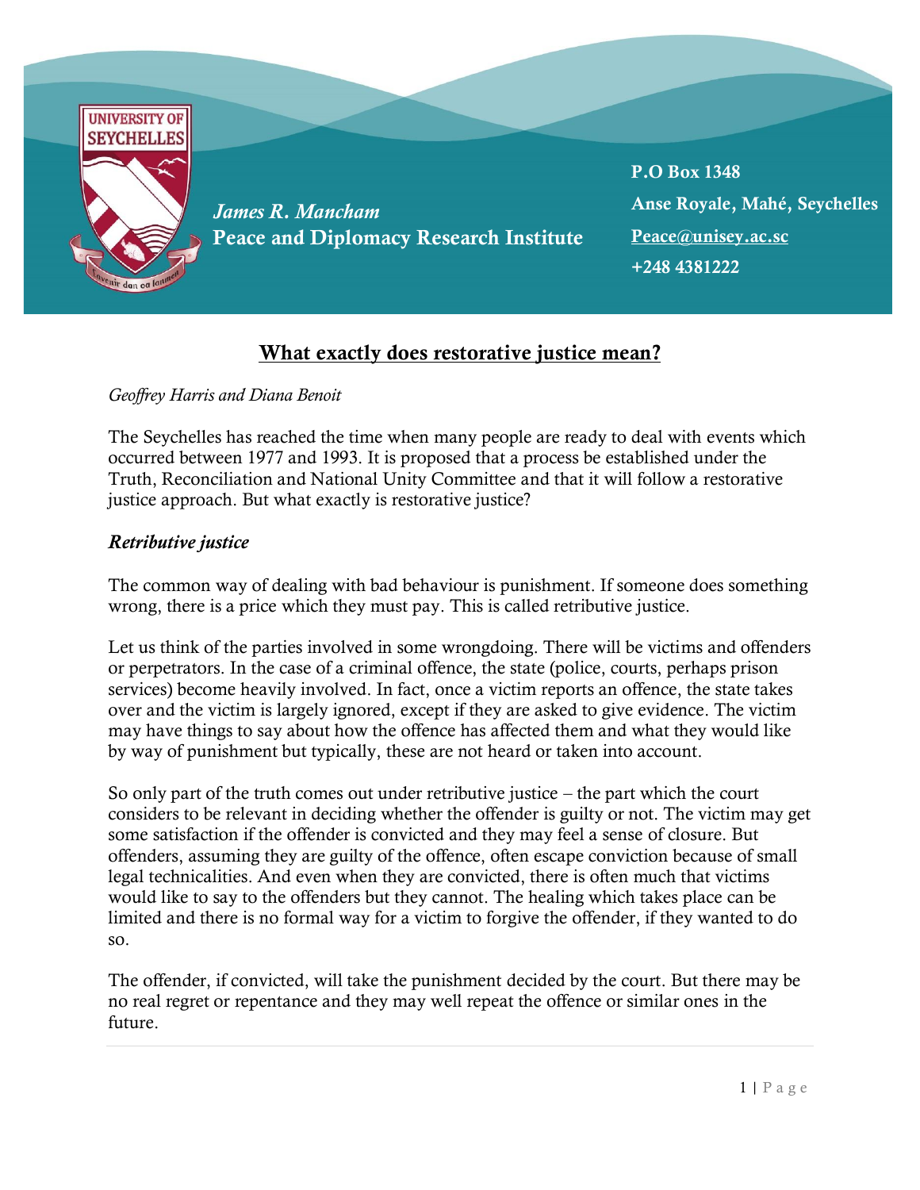James R. Mancham
Peace and Diplomacy Research Institute

P.O Box 1348
Anse Royale, Mahé, Seychelles
Peace@unisey.ac.sc
+248 4381222

# What exactly does restorative justice mean?

*Geoffrey Harris and Diana Benoit*

The Seychelles has reached the time when many people are ready to deal with events which occurred between 1977 and 1993. It is proposed that a process be established under the Truth, Reconciliation and National Unity Committee and that it will follow a restorative justice approach. But what exactly is restorative justice?

## *Retributive justice*

The common way of dealing with bad behaviour is punishment. If someone does something wrong, there is a price which they must pay. This is called retributive justice.

Let us think of the parties involved in some wrongdoing. There will be victims and offenders or perpetrators. In the case of a criminal offence, the state (police, courts, perhaps prison services) become heavily involved. In fact, once a victim reports an offence, the state takes over and the victim is largely ignored, except if they are asked to give evidence. The victim may have things to say about how the offence has affected them and what they would like by way of punishment but typically, these are not heard or taken into account.

So only part of the truth comes out under retributive justice – the part which the court considers to be relevant in deciding whether the offender is guilty or not. The victim may get some satisfaction if the offender is convicted and they may feel a sense of closure. But offenders, assuming they are guilty of the offence, often escape conviction because of small legal technicalities. And even when they are convicted, there is often much that victims would like to say to the offenders but they cannot. The healing which takes place can be limited and there is no formal way for a victim to forgive the offender, if they wanted to do so.

The offender, if convicted, will take the punishment decided by the court. But there may be no real regret or repentance and they may well repeat the offence or similar ones in the future.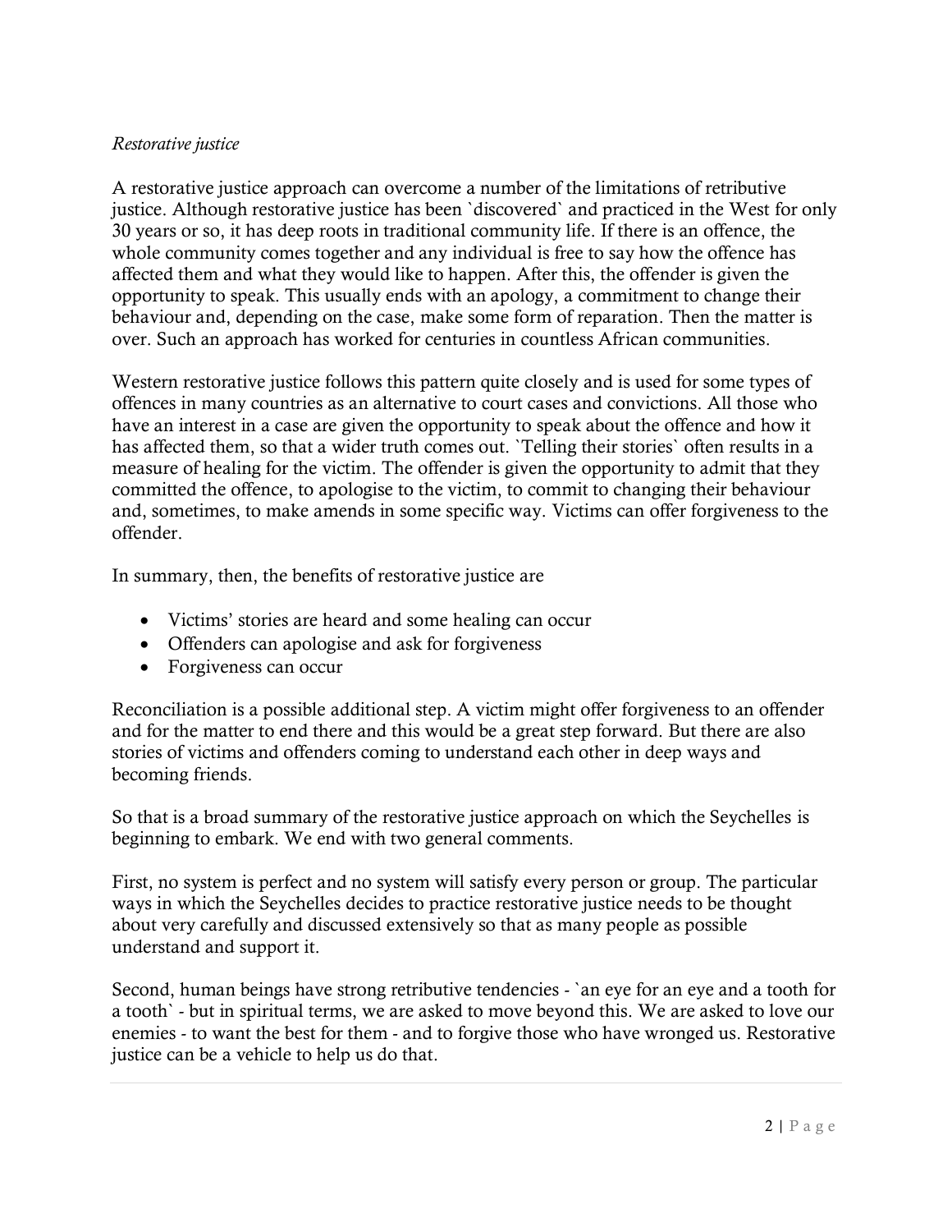*Restorative justice*

A restorative justice approach can overcome a number of the limitations of retributive justice. Although restorative justice has been `discovered` and practiced in the West for only 30 years or so, it has deep roots in traditional community life. If there is an offence, the whole community comes together and any individual is free to say how the offence has affected them and what they would like to happen. After this, the offender is given the opportunity to speak. This usually ends with an apology, a commitment to change their behaviour and, depending on the case, make some form of reparation. Then the matter is over. Such an approach has worked for centuries in countless African communities.

Western restorative justice follows this pattern quite closely and is used for some types of offences in many countries as an alternative to court cases and convictions. All those who have an interest in a case are given the opportunity to speak about the offence and how it has affected them, so that a wider truth comes out. `Telling their stories` often results in a measure of healing for the victim. The offender is given the opportunity to admit that they committed the offence, to apologise to the victim, to commit to changing their behaviour and, sometimes, to make amends in some specific way. Victims can offer forgiveness to the offender.

In summary, then, the benefits of restorative justice are

- Victims' stories are heard and some healing can occur
- Offenders can apologise and ask for forgiveness
- Forgiveness can occur

Reconciliation is a possible additional step. A victim might offer forgiveness to an offender and for the matter to end there and this would be a great step forward. But there are also stories of victims and offenders coming to understand each other in deep ways and becoming friends.

So that is a broad summary of the restorative justice approach on which the Seychelles is beginning to embark. We end with two general comments.

First, no system is perfect and no system will satisfy every person or group. The particular ways in which the Seychelles decides to practice restorative justice needs to be thought about very carefully and discussed extensively so that as many people as possible understand and support it.

Second, human beings have strong retributive tendencies - `an eye for an eye and a tooth for a tooth` - but in spiritual terms, we are asked to move beyond this. We are asked to love our enemies - to want the best for them - and to forgive those who have wronged us. Restorative justice can be a vehicle to help us do that.